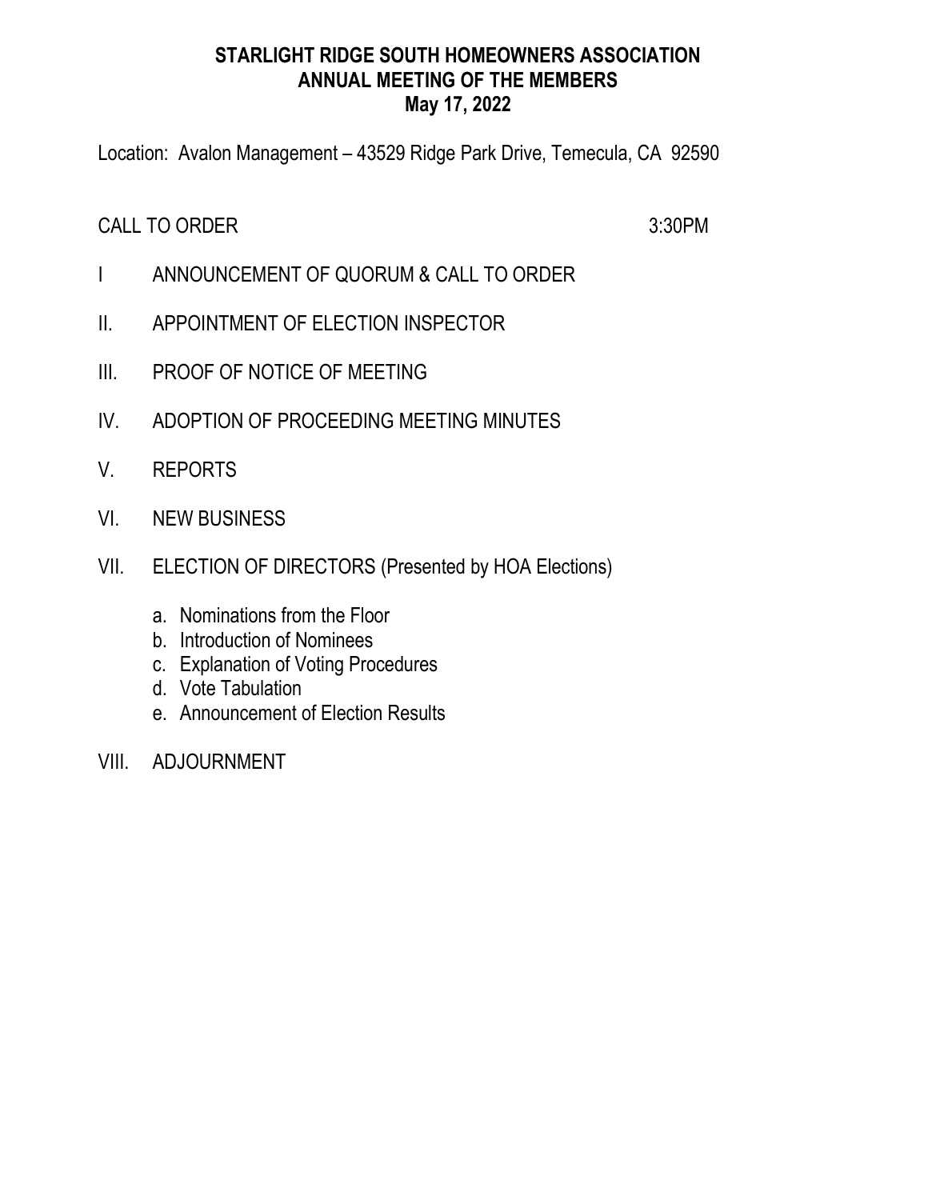# STARLIGHT RIDGE SOUTH HOMEOWNERS ASSOCIATION
## ANNUAL MEETING OF THE MEMBERS
## May 17, 2022

Location: Avalon Management – 43529 Ridge Park Drive, Temecula, CA 92590

CALL TO ORDER 3:30PM

I ANNOUNCEMENT OF QUORUM & CALL TO ORDER

II. APPOINTMENT OF ELECTION INSPECTOR

III. PROOF OF NOTICE OF MEETING

IV. ADOPTION OF PROCEEDING MEETING MINUTES

V. REPORTS

VI. NEW BUSINESS

VII. ELECTION OF DIRECTORS (Presented by HOA Elections)

   a. Nominations from the Floor
   b. Introduction of Nominees
   c. Explanation of Voting Procedures
   d. Vote Tabulation
   e. Announcement of Election Results

VIII. ADJOURNMENT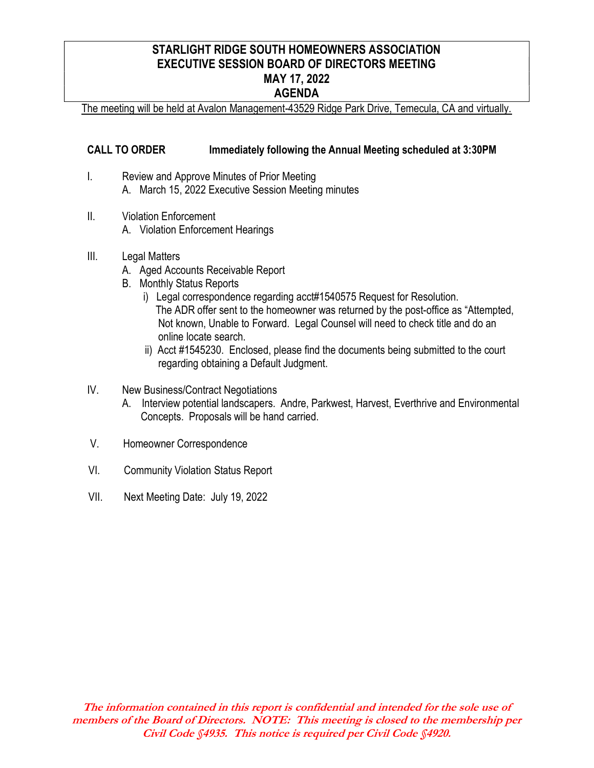# STARLIGHT RIDGE SOUTH HOMEOWNERS ASSOCIATION
## EXECUTIVE SESSION BOARD OF DIRECTORS MEETING
## MAY 17, 2022
## AGENDA

The meeting will be held at Avalon Management-43529 Ridge Park Drive, Temecula, CA and virtually.

**CALL TO ORDER** **Immediately following the Annual Meeting scheduled at 3:30PM**

I. Review and Approve Minutes of Prior Meeting
   A. March 15, 2022 Executive Session Meeting minutes

II. Violation Enforcement
   A. Violation Enforcement Hearings

III. Legal Matters
   A. Aged Accounts Receivable Report
   B. Monthly Status Reports
      i) Legal correspondence regarding acct#1540575 Request for Resolution. The ADR offer sent to the homeowner was returned by the post-office as "Attempted, Not known, Unable to Forward. Legal Counsel will need to check title and do an online locate search.
      ii) Acct #1545230. Enclosed, please find the documents being submitted to the court regarding obtaining a Default Judgment.

IV. New Business/Contract Negotiations
   A. Interview potential landscapers. Andre, Parkwest, Harvest, Everthrive and Environmental Concepts. Proposals will be hand carried.

V. Homeowner Correspondence

VI. Community Violation Status Report

VII. Next Meeting Date: July 19, 2022

***The information contained in this report is confidential and intended for the sole use of members of the Board of Directors. NOTE: This meeting is closed to the membership per Civil Code §4935. This notice is required per Civil Code §4920.***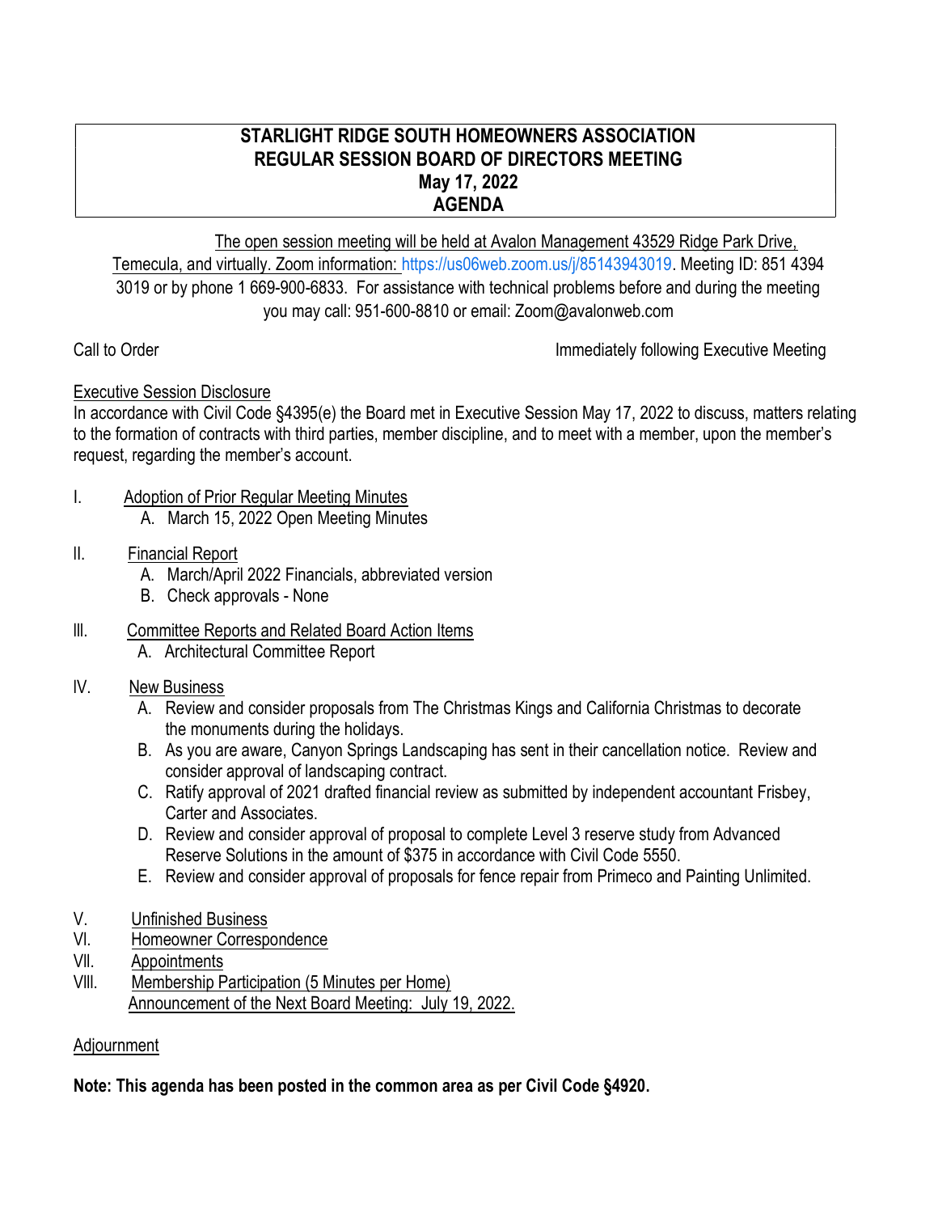# STARLIGHT RIDGE SOUTH HOMEOWNERS ASSOCIATION
## REGULAR SESSION BOARD OF DIRECTORS MEETING
## May 17, 2022
## AGENDA

The open session meeting will be held at Avalon Management 43529 Ridge Park Drive, Temecula, and virtually. Zoom information: https://us06web.zoom.us/j/85143943019. Meeting ID: 851 4394 3019 or by phone 1 669-900-6833. For assistance with technical problems before and during the meeting you may call: 951-600-8810 or email: Zoom@avalonweb.com

Call to Order — Immediately following Executive Meeting

Executive Session Disclosure

In accordance with Civil Code §4395(e) the Board met in Executive Session May 17, 2022 to discuss, matters relating to the formation of contracts with third parties, member discipline, and to meet with a member, upon the member's request, regarding the member's account.

I. Adoption of Prior Regular Meeting Minutes
   A. March 15, 2022 Open Meeting Minutes

II. Financial Report
   A. March/April 2022 Financials, abbreviated version
   B. Check approvals - None

III. Committee Reports and Related Board Action Items
   A. Architectural Committee Report

IV. New Business
   A. Review and consider proposals from The Christmas Kings and California Christmas to decorate the monuments during the holidays.
   B. As you are aware, Canyon Springs Landscaping has sent in their cancellation notice. Review and consider approval of landscaping contract.
   C. Ratify approval of 2021 drafted financial review as submitted by independent accountant Frisbey, Carter and Associates.
   D. Review and consider approval of proposal to complete Level 3 reserve study from Advanced Reserve Solutions in the amount of $375 in accordance with Civil Code 5550.
   E. Review and consider approval of proposals for fence repair from Primeco and Painting Unlimited.

V. Unfinished Business

VI. Homeowner Correspondence

VII. Appointments

VIII. Membership Participation (5 Minutes per Home)

Announcement of the Next Board Meeting: July 19, 2022.

Adjournment

**Note: This agenda has been posted in the common area as per Civil Code §4920.**